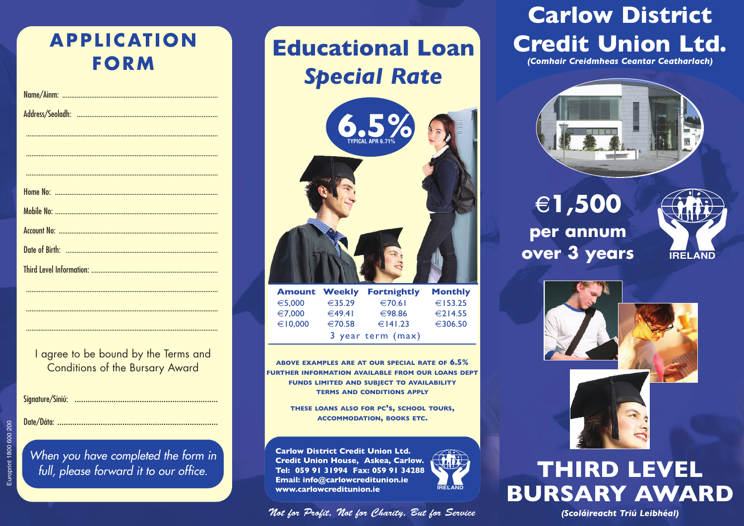# APPLICATION FORM

Name/Ainm: ..........................................................................................

Address/Seoladh: ..................................................................................

..........................................................................................................

..........................................................................................................

..........................................................................................................

Home No: ..............................................................................................

Mobile No: ............................................................................................

Account No: ..........................................................................................

Date of Birth: .......................................................................................

Third Level Information: .......................................................................

..........................................................................................................

..........................................................................................................

..........................................................................................................

I agree to be bound by the Terms and Conditions of the Bursary Award

Signature/Síniú: ...................................................................

Date/Dáta: ...........................................................................

*When you have completed the form in full, please forward it to our office.*

Europrint 1800 600 200

# Educational Loan
## *Special Rate*

**6.5%**
TYPICAL APR 6.71%

| Amount | Weekly | Fortnightly | Monthly |
|---|---|---|---|
| €5,000 | €35.29 | €70.61 | €153.25 |
| €7,000 | €49.41 | €98.86 | €214.55 |
| €10,000 | €70.58 | €141.23 | €306.50 |

3 year term (max)

**ABOVE EXAMPLES ARE AT OUR SPECIAL RATE OF 6.5%**
**FURTHER INFORMATION AVAILABLE FROM OUR LOANS DEPT**
**FUNDS LIMITED AND SUBJECT TO AVAILABILITY**
**TERMS AND CONDITIONS APPLY**

**THESE LOANS ALSO FOR PC'S, SCHOOL TOURS, ACCOMMODATION, BOOKS ETC.**

**Carlow District Credit Union Ltd.**
**Credit Union House, Askea, Carlow.**
**Tel: 059 91 31994 Fax: 059 91 34288**
**Email: info@carlowcreditunion.ie**
**www.carlowcreditunion.ie**

IRELAND

*Not for Profit, Not for Charity, But for Service*

# Carlow District Credit Union Ltd.

*(Comhair Creidmheas Ceantar Ceatharlach)*

**€1,500 per annum over 3 years**

IRELAND

# THIRD LEVEL BURSARY AWARD

*(Scoláireacht Triú Leibhéal)*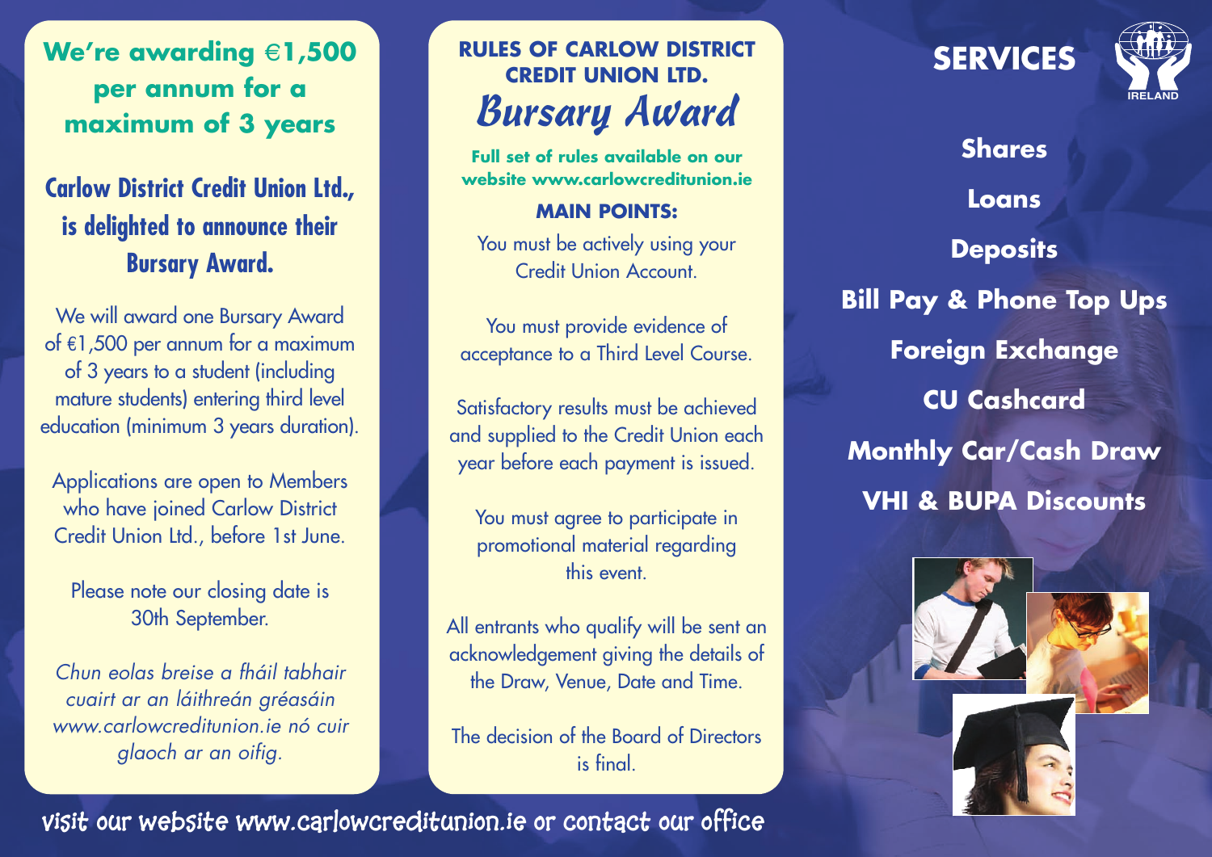## We're awarding €1,500 per annum for a maximum of 3 years

### Carlow District Credit Union Ltd., is delighted to announce their Bursary Award.

We will award one Bursary Award of €1,500 per annum for a maximum of 3 years to a student (including mature students) entering third level education (minimum 3 years duration).

Applications are open to Members who have joined Carlow District Credit Union Ltd., before 1st June.

Please note our closing date is 30th September.

*Chun eolas breise a fháil tabhair cuairt ar an láithreán gréasáin www.carlowcreditunion.ie nó cuir glaoch ar an oifig.*

## RULES OF CARLOW DISTRICT CREDIT UNION LTD.

# Bursary Award

**Full set of rules available on our website www.carlowcreditunion.ie**

**MAIN POINTS:**

You must be actively using your Credit Union Account.

You must provide evidence of acceptance to a Third Level Course.

Satisfactory results must be achieved and supplied to the Credit Union each year before each payment is issued.

You must agree to participate in promotional material regarding this event.

All entrants who qualify will be sent an acknowledgement giving the details of the Draw, Venue, Date and Time.

The decision of the Board of Directors is final.

## SERVICES

IRELAND

**Shares**

**Loans**

**Deposits**

**Bill Pay & Phone Top Ups**

**Foreign Exchange**

**CU Cashcard**

**Monthly Car/Cash Draw**

**VHI & BUPA Discounts**

visit our website www.carlowcreditunion.ie or contact our office